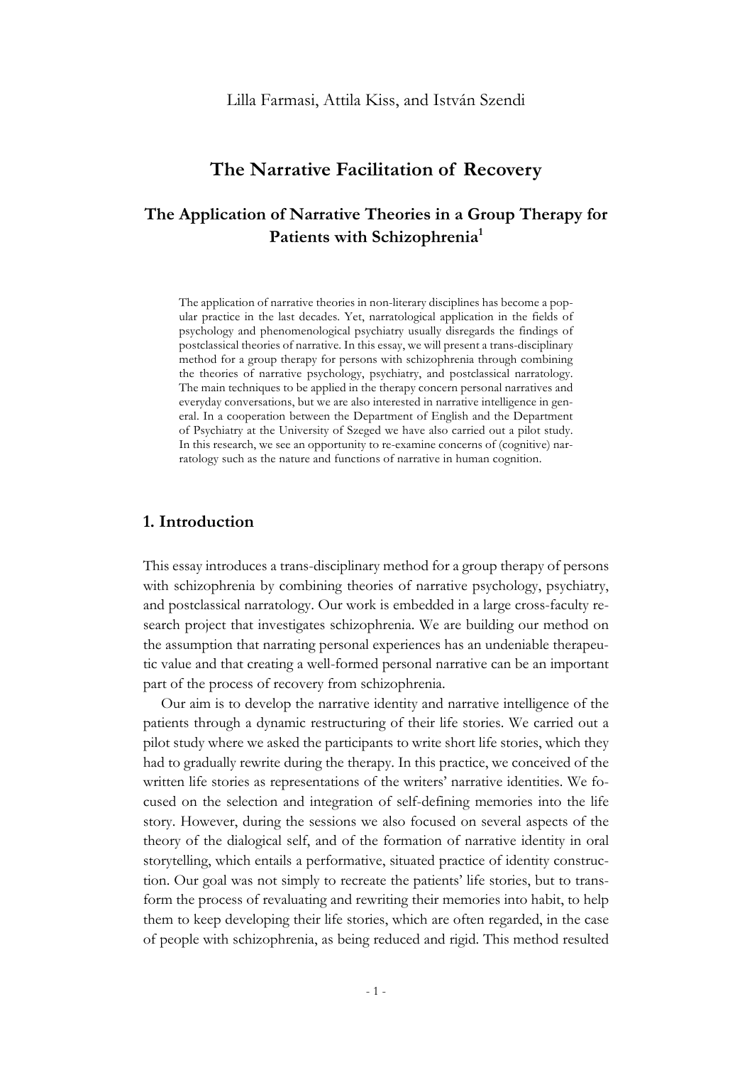Lilla Farmasi, Attila Kiss, and István Szendi

# The Narrative Facilitation of Recovery

## The Application of Narrative Theories in a Group Therapy for Patients with Schizophrenia[1]

The application of narrative theories in non-literary disciplines has become a popular practice in the last decades. Yet, narratological application in the fields of psychology and phenomenological psychiatry usually disregards the findings of postclassical theories of narrative. In this essay, we will present a trans-disciplinary method for a group therapy for persons with schizophrenia through combining the theories of narrative psychology, psychiatry, and postclassical narratology. The main techniques to be applied in the therapy concern personal narratives and everyday conversations, but we are also interested in narrative intelligence in general. In a cooperation between the Department of English and the Department of Psychiatry at the University of Szeged we have also carried out a pilot study. In this research, we see an opportunity to re-examine concerns of (cognitive) narratology such as the nature and functions of narrative in human cognition.

### 1. Introduction

This essay introduces a trans-disciplinary method for a group therapy of persons with schizophrenia by combining theories of narrative psychology, psychiatry, and postclassical narratology. Our work is embedded in a large cross-faculty research project that investigates schizophrenia. We are building our method on the assumption that narrating personal experiences has an undeniable therapeutic value and that creating a well-formed personal narrative can be an important part of the process of recovery from schizophrenia.

Our aim is to develop the narrative identity and narrative intelligence of the patients through a dynamic restructuring of their life stories. We carried out a pilot study where we asked the participants to write short life stories, which they had to gradually rewrite during the therapy. In this practice, we conceived of the written life stories as representations of the writers' narrative identities. We focused on the selection and integration of self-defining memories into the life story. However, during the sessions we also focused on several aspects of the theory of the dialogical self, and of the formation of narrative identity in oral storytelling, which entails a performative, situated practice of identity construction. Our goal was not simply to recreate the patients' life stories, but to transform the process of revaluating and rewriting their memories into habit, to help them to keep developing their life stories, which are often regarded, in the case of people with schizophrenia, as being reduced and rigid. This method resulted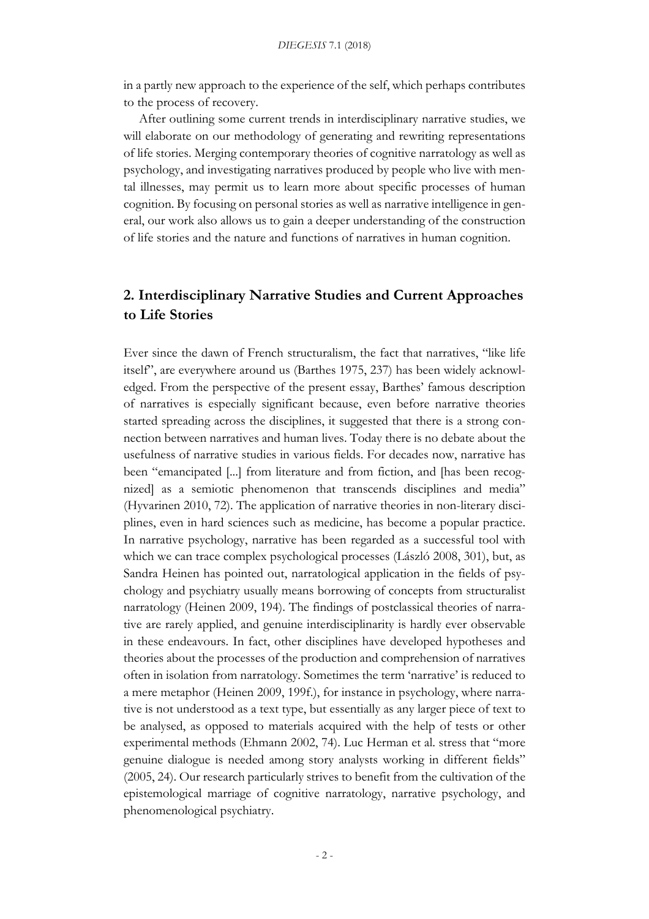in a partly new approach to the experience of the self, which perhaps contributes to the process of recovery.

After outlining some current trends in interdisciplinary narrative studies, we will elaborate on our methodology of generating and rewriting representations of life stories. Merging contemporary theories of cognitive narratology as well as psychology, and investigating narratives produced by people who live with mental illnesses, may permit us to learn more about specific processes of human cognition. By focusing on personal stories as well as narrative intelligence in general, our work also allows us to gain a deeper understanding of the construction of life stories and the nature and functions of narratives in human cognition.

## 2. Interdisciplinary Narrative Studies and Current Approaches to Life Stories

Ever since the dawn of French structuralism, the fact that narratives, "like life itself", are everywhere around us (Barthes 1975, 237) has been widely acknowledged. From the perspective of the present essay, Barthes' famous description of narratives is especially significant because, even before narrative theories started spreading across the disciplines, it suggested that there is a strong connection between narratives and human lives. Today there is no debate about the usefulness of narrative studies in various fields. For decades now, narrative has been "emancipated [...] from literature and from fiction, and [has been recognized] as a semiotic phenomenon that transcends disciplines and media" (Hyvarinen 2010, 72). The application of narrative theories in non-literary disciplines, even in hard sciences such as medicine, has become a popular practice. In narrative psychology, narrative has been regarded as a successful tool with which we can trace complex psychological processes (László 2008, 301), but, as Sandra Heinen has pointed out, narratological application in the fields of psychology and psychiatry usually means borrowing of concepts from structuralist narratology (Heinen 2009, 194). The findings of postclassical theories of narrative are rarely applied, and genuine interdisciplinarity is hardly ever observable in these endeavours. In fact, other disciplines have developed hypotheses and theories about the processes of the production and comprehension of narratives often in isolation from narratology. Sometimes the term 'narrative' is reduced to a mere metaphor (Heinen 2009, 199f.), for instance in psychology, where narrative is not understood as a text type, but essentially as any larger piece of text to be analysed, as opposed to materials acquired with the help of tests or other experimental methods (Ehmann 2002, 74). Luc Herman et al. stress that "more genuine dialogue is needed among story analysts working in different fields" (2005, 24). Our research particularly strives to benefit from the cultivation of the epistemological marriage of cognitive narratology, narrative psychology, and phenomenological psychiatry.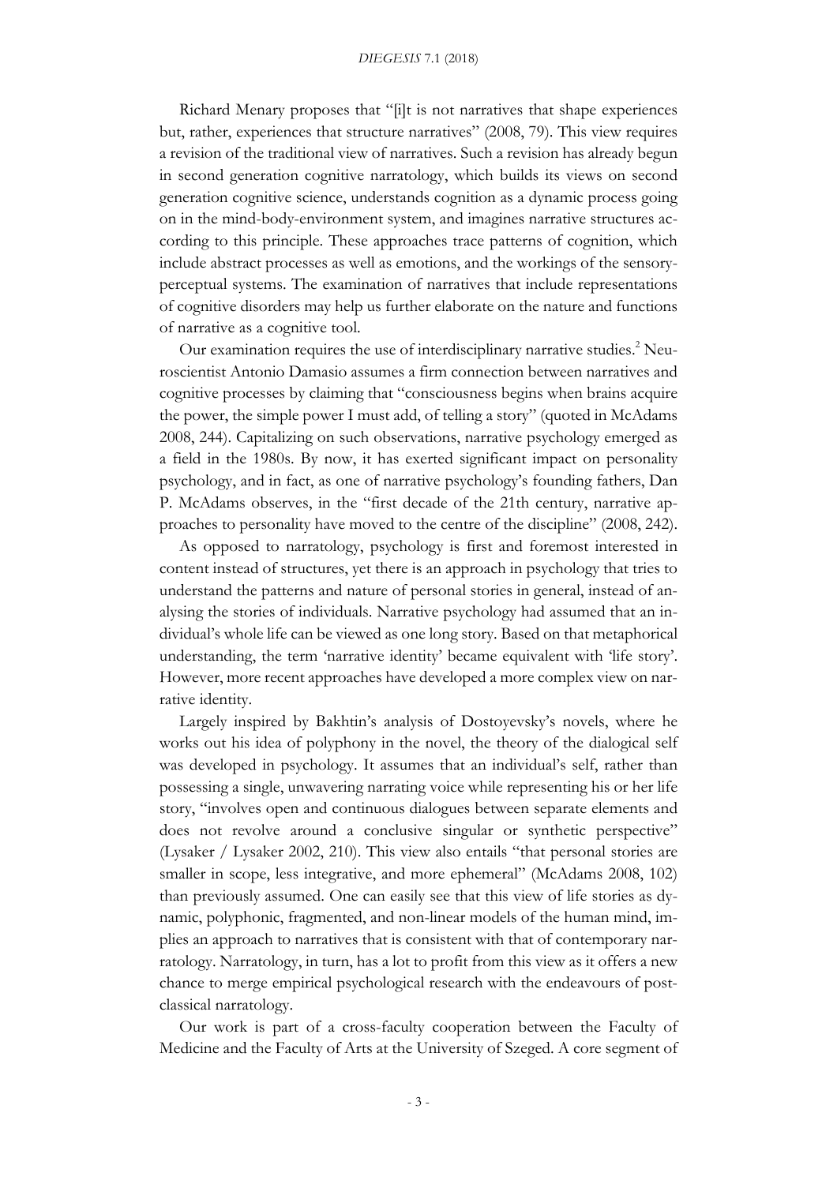Richard Menary proposes that "[i]t is not narratives that shape experiences but, rather, experiences that structure narratives" (2008, 79). This view requires a revision of the traditional view of narratives. Such a revision has already begun in second generation cognitive narratology, which builds its views on second generation cognitive science, understands cognition as a dynamic process going on in the mind-body-environment system, and imagines narrative structures according to this principle. These approaches trace patterns of cognition, which include abstract processes as well as emotions, and the workings of the sensory-perceptual systems. The examination of narratives that include representations of cognitive disorders may help us further elaborate on the nature and functions of narrative as a cognitive tool.

Our examination requires the use of interdisciplinary narrative studies.[2] Neuroscientist Antonio Damasio assumes a firm connection between narratives and cognitive processes by claiming that "consciousness begins when brains acquire the power, the simple power I must add, of telling a story" (quoted in McAdams 2008, 244). Capitalizing on such observations, narrative psychology emerged as a field in the 1980s. By now, it has exerted significant impact on personality psychology, and in fact, as one of narrative psychology's founding fathers, Dan P. McAdams observes, in the "first decade of the 21th century, narrative approaches to personality have moved to the centre of the discipline" (2008, 242).

As opposed to narratology, psychology is first and foremost interested in content instead of structures, yet there is an approach in psychology that tries to understand the patterns and nature of personal stories in general, instead of analysing the stories of individuals. Narrative psychology had assumed that an individual's whole life can be viewed as one long story. Based on that metaphorical understanding, the term 'narrative identity' became equivalent with 'life story'. However, more recent approaches have developed a more complex view on narrative identity.

Largely inspired by Bakhtin's analysis of Dostoyevsky's novels, where he works out his idea of polyphony in the novel, the theory of the dialogical self was developed in psychology. It assumes that an individual's self, rather than possessing a single, unwavering narrating voice while representing his or her life story, "involves open and continuous dialogues between separate elements and does not revolve around a conclusive singular or synthetic perspective" (Lysaker / Lysaker 2002, 210). This view also entails "that personal stories are smaller in scope, less integrative, and more ephemeral" (McAdams 2008, 102) than previously assumed. One can easily see that this view of life stories as dynamic, polyphonic, fragmented, and non-linear models of the human mind, implies an approach to narratives that is consistent with that of contemporary narratology. Narratology, in turn, has a lot to profit from this view as it offers a new chance to merge empirical psychological research with the endeavours of post-classical narratology.

Our work is part of a cross-faculty cooperation between the Faculty of Medicine and the Faculty of Arts at the University of Szeged. A core segment of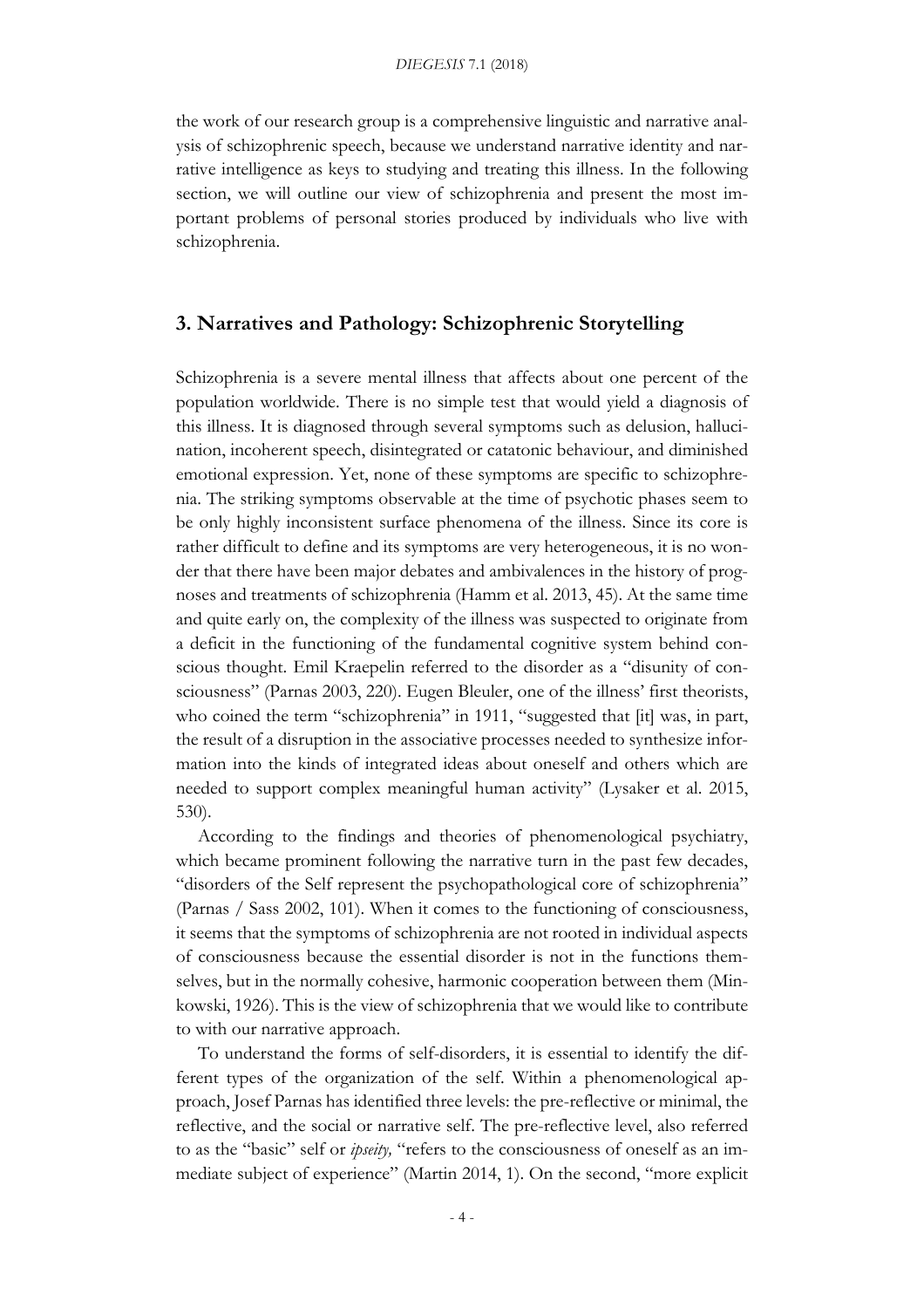the work of our research group is a comprehensive linguistic and narrative analysis of schizophrenic speech, because we understand narrative identity and narrative intelligence as keys to studying and treating this illness. In the following section, we will outline our view of schizophrenia and present the most important problems of personal stories produced by individuals who live with schizophrenia.

## 3. Narratives and Pathology: Schizophrenic Storytelling

Schizophrenia is a severe mental illness that affects about one percent of the population worldwide. There is no simple test that would yield a diagnosis of this illness. It is diagnosed through several symptoms such as delusion, hallucination, incoherent speech, disintegrated or catatonic behaviour, and diminished emotional expression. Yet, none of these symptoms are specific to schizophrenia. The striking symptoms observable at the time of psychotic phases seem to be only highly inconsistent surface phenomena of the illness. Since its core is rather difficult to define and its symptoms are very heterogeneous, it is no wonder that there have been major debates and ambivalences in the history of prognoses and treatments of schizophrenia (Hamm et al. 2013, 45). At the same time and quite early on, the complexity of the illness was suspected to originate from a deficit in the functioning of the fundamental cognitive system behind conscious thought. Emil Kraepelin referred to the disorder as a "disunity of consciousness" (Parnas 2003, 220). Eugen Bleuler, one of the illness' first theorists, who coined the term "schizophrenia" in 1911, "suggested that [it] was, in part, the result of a disruption in the associative processes needed to synthesize information into the kinds of integrated ideas about oneself and others which are needed to support complex meaningful human activity" (Lysaker et al. 2015, 530).

According to the findings and theories of phenomenological psychiatry, which became prominent following the narrative turn in the past few decades, "disorders of the Self represent the psychopathological core of schizophrenia" (Parnas / Sass 2002, 101). When it comes to the functioning of consciousness, it seems that the symptoms of schizophrenia are not rooted in individual aspects of consciousness because the essential disorder is not in the functions themselves, but in the normally cohesive, harmonic cooperation between them (Minkowski, 1926). This is the view of schizophrenia that we would like to contribute to with our narrative approach.

To understand the forms of self-disorders, it is essential to identify the different types of the organization of the self. Within a phenomenological approach, Josef Parnas has identified three levels: the pre-reflective or minimal, the reflective, and the social or narrative self. The pre-reflective level, also referred to as the "basic" self or *ipseity,* "refers to the consciousness of oneself as an immediate subject of experience" (Martin 2014, 1). On the second, "more explicit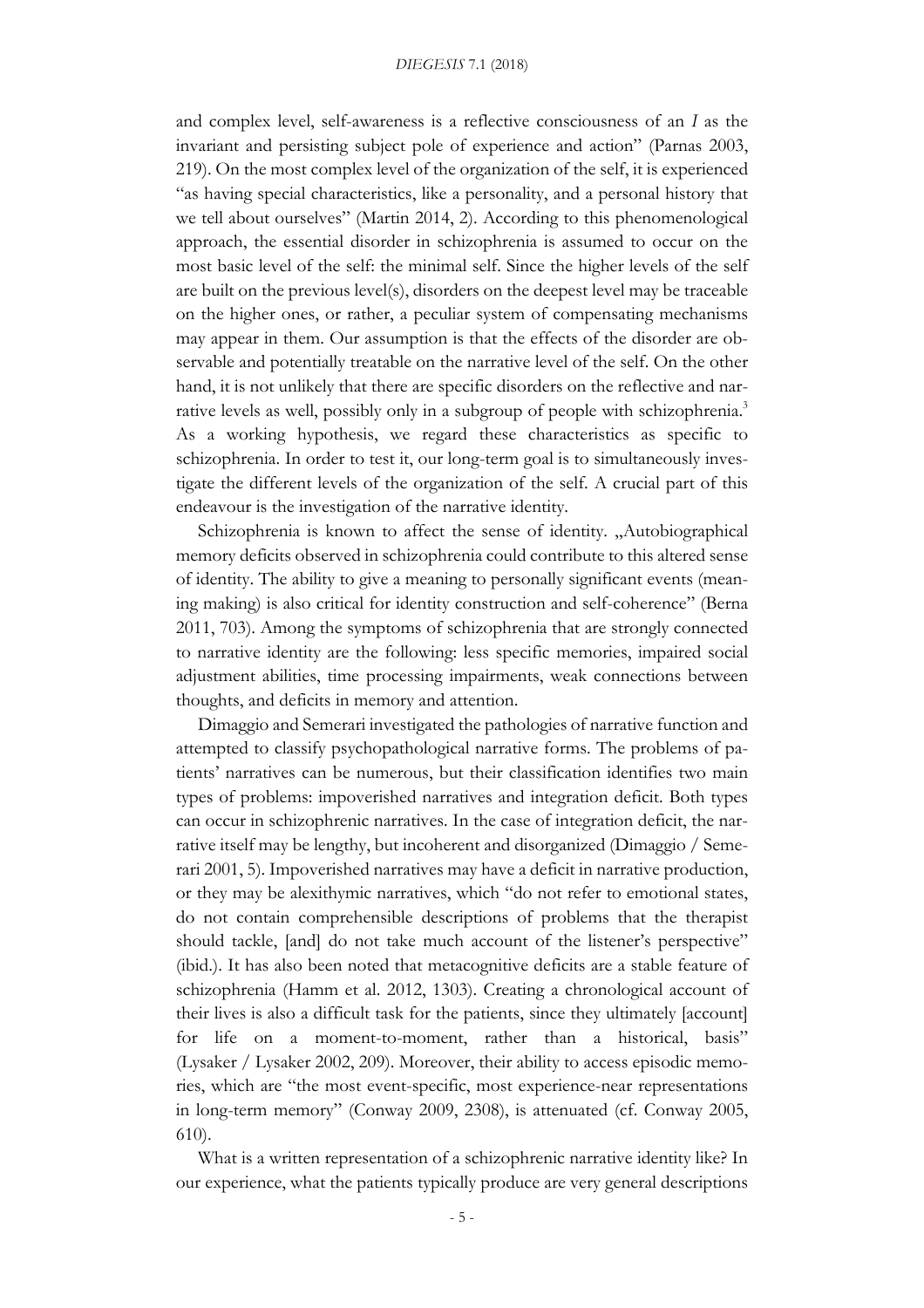and complex level, self-awareness is a reflective consciousness of an *I* as the invariant and persisting subject pole of experience and action" (Parnas 2003, 219). On the most complex level of the organization of the self, it is experienced "as having special characteristics, like a personality, and a personal history that we tell about ourselves" (Martin 2014, 2). According to this phenomenological approach, the essential disorder in schizophrenia is assumed to occur on the most basic level of the self: the minimal self. Since the higher levels of the self are built on the previous level(s), disorders on the deepest level may be traceable on the higher ones, or rather, a peculiar system of compensating mechanisms may appear in them. Our assumption is that the effects of the disorder are observable and potentially treatable on the narrative level of the self. On the other hand, it is not unlikely that there are specific disorders on the reflective and narrative levels as well, possibly only in a subgroup of people with schizophrenia.[3] As a working hypothesis, we regard these characteristics as specific to schizophrenia. In order to test it, our long-term goal is to simultaneously investigate the different levels of the organization of the self. A crucial part of this endeavour is the investigation of the narrative identity.

Schizophrenia is known to affect the sense of identity. „Autobiographical memory deficits observed in schizophrenia could contribute to this altered sense of identity. The ability to give a meaning to personally significant events (meaning making) is also critical for identity construction and self-coherence" (Berna 2011, 703). Among the symptoms of schizophrenia that are strongly connected to narrative identity are the following: less specific memories, impaired social adjustment abilities, time processing impairments, weak connections between thoughts, and deficits in memory and attention.

Dimaggio and Semerari investigated the pathologies of narrative function and attempted to classify psychopathological narrative forms. The problems of patients' narratives can be numerous, but their classification identifies two main types of problems: impoverished narratives and integration deficit. Both types can occur in schizophrenic narratives. In the case of integration deficit, the narrative itself may be lengthy, but incoherent and disorganized (Dimaggio / Semerari 2001, 5). Impoverished narratives may have a deficit in narrative production, or they may be alexithymic narratives, which "do not refer to emotional states, do not contain comprehensible descriptions of problems that the therapist should tackle, [and] do not take much account of the listener's perspective" (ibid.). It has also been noted that metacognitive deficits are a stable feature of schizophrenia (Hamm et al. 2012, 1303). Creating a chronological account of their lives is also a difficult task for the patients, since they ultimately [account] for life on a moment-to-moment, rather than a historical, basis" (Lysaker / Lysaker 2002, 209). Moreover, their ability to access episodic memories, which are "the most event-specific, most experience-near representations in long-term memory" (Conway 2009, 2308), is attenuated (cf. Conway 2005, 610).

What is a written representation of a schizophrenic narrative identity like? In our experience, what the patients typically produce are very general descriptions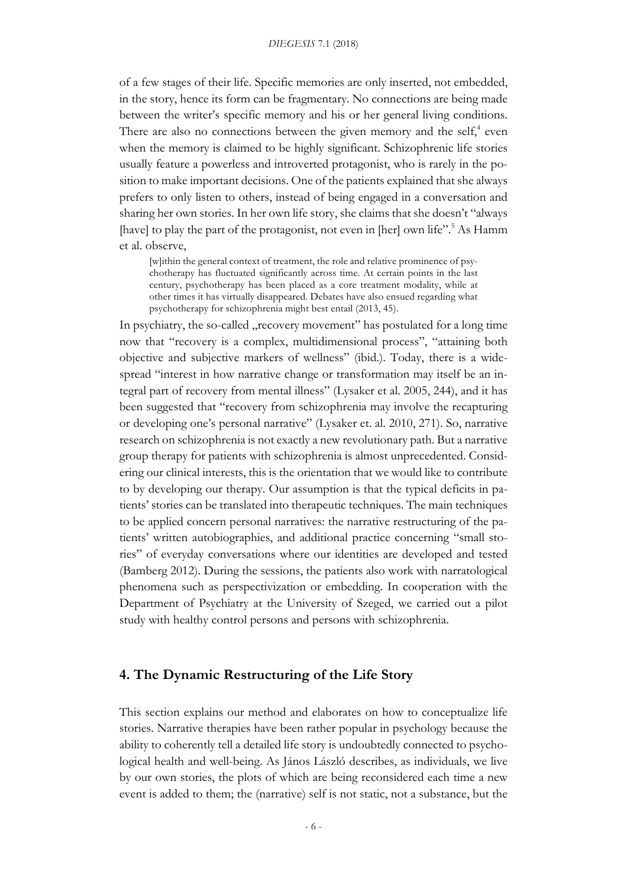of a few stages of their life. Specific memories are only inserted, not embedded, in the story, hence its form can be fragmentary. No connections are being made between the writer's specific memory and his or her general living conditions. There are also no connections between the given memory and the self,[4] even when the memory is claimed to be highly significant. Schizophrenic life stories usually feature a powerless and introverted protagonist, who is rarely in the position to make important decisions. One of the patients explained that she always prefers to only listen to others, instead of being engaged in a conversation and sharing her own stories. In her own life story, she claims that she doesn't "always [have] to play the part of the protagonist, not even in [her] own life".[5] As Hamm et al. observe,

> [w]ithin the general context of treatment, the role and relative prominence of psychotherapy has fluctuated significantly across time. At certain points in the last century, psychotherapy has been placed as a core treatment modality, while at other times it has virtually disappeared. Debates have also ensued regarding what psychotherapy for schizophrenia might best entail (2013, 45).

In psychiatry, the so-called „recovery movement" has postulated for a long time now that "recovery is a complex, multidimensional process", "attaining both objective and subjective markers of wellness" (ibid.). Today, there is a widespread "interest in how narrative change or transformation may itself be an integral part of recovery from mental illness" (Lysaker et al. 2005, 244), and it has been suggested that "recovery from schizophrenia may involve the recapturing or developing one's personal narrative" (Lysaker et. al. 2010, 271). So, narrative research on schizophrenia is not exactly a new revolutionary path. But a narrative group therapy for patients with schizophrenia is almost unprecedented. Considering our clinical interests, this is the orientation that we would like to contribute to by developing our therapy. Our assumption is that the typical deficits in patients' stories can be translated into therapeutic techniques. The main techniques to be applied concern personal narratives: the narrative restructuring of the patients' written autobiographies, and additional practice concerning "small stories" of everyday conversations where our identities are developed and tested (Bamberg 2012). During the sessions, the patients also work with narratological phenomena such as perspectivization or embedding. In cooperation with the Department of Psychiatry at the University of Szeged, we carried out a pilot study with healthy control persons and persons with schizophrenia.

## 4. The Dynamic Restructuring of the Life Story

This section explains our method and elaborates on how to conceptualize life stories. Narrative therapies have been rather popular in psychology because the ability to coherently tell a detailed life story is undoubtedly connected to psychological health and well-being. As János László describes, as individuals, we live by our own stories, the plots of which are being reconsidered each time a new event is added to them; the (narrative) self is not static, not a substance, but the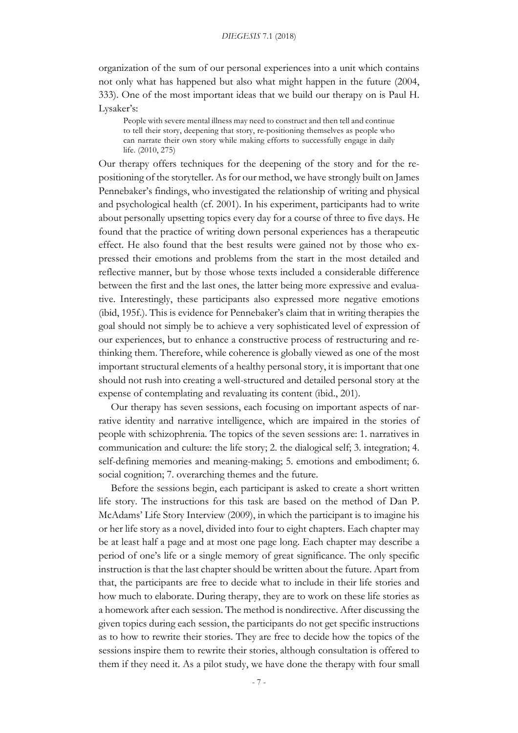organization of the sum of our personal experiences into a unit which contains not only what has happened but also what might happen in the future (2004, 333). One of the most important ideas that we build our therapy on is Paul H. Lysaker's:

> People with severe mental illness may need to construct and then tell and continue to tell their story, deepening that story, re-positioning themselves as people who can narrate their own story while making efforts to successfully engage in daily life. (2010, 275)

Our therapy offers techniques for the deepening of the story and for the re-positioning of the storyteller. As for our method, we have strongly built on James Pennebaker's findings, who investigated the relationship of writing and physical and psychological health (cf. 2001). In his experiment, participants had to write about personally upsetting topics every day for a course of three to five days. He found that the practice of writing down personal experiences has a therapeutic effect. He also found that the best results were gained not by those who expressed their emotions and problems from the start in the most detailed and reflective manner, but by those whose texts included a considerable difference between the first and the last ones, the latter being more expressive and evaluative. Interestingly, these participants also expressed more negative emotions (ibid, 195f.). This is evidence for Pennebaker's claim that in writing therapies the goal should not simply be to achieve a very sophisticated level of expression of our experiences, but to enhance a constructive process of restructuring and rethinking them. Therefore, while coherence is globally viewed as one of the most important structural elements of a healthy personal story, it is important that one should not rush into creating a well-structured and detailed personal story at the expense of contemplating and revaluating its content (ibid., 201).

Our therapy has seven sessions, each focusing on important aspects of narrative identity and narrative intelligence, which are impaired in the stories of people with schizophrenia. The topics of the seven sessions are: 1. narratives in communication and culture: the life story; 2. the dialogical self; 3. integration; 4. self-defining memories and meaning-making; 5. emotions and embodiment; 6. social cognition; 7. overarching themes and the future.

Before the sessions begin, each participant is asked to create a short written life story. The instructions for this task are based on the method of Dan P. McAdams' Life Story Interview (2009), in which the participant is to imagine his or her life story as a novel, divided into four to eight chapters. Each chapter may be at least half a page and at most one page long. Each chapter may describe a period of one's life or a single memory of great significance. The only specific instruction is that the last chapter should be written about the future. Apart from that, the participants are free to decide what to include in their life stories and how much to elaborate. During therapy, they are to work on these life stories as a homework after each session. The method is nondirective. After discussing the given topics during each session, the participants do not get specific instructions as to how to rewrite their stories. They are free to decide how the topics of the sessions inspire them to rewrite their stories, although consultation is offered to them if they need it. As a pilot study, we have done the therapy with four small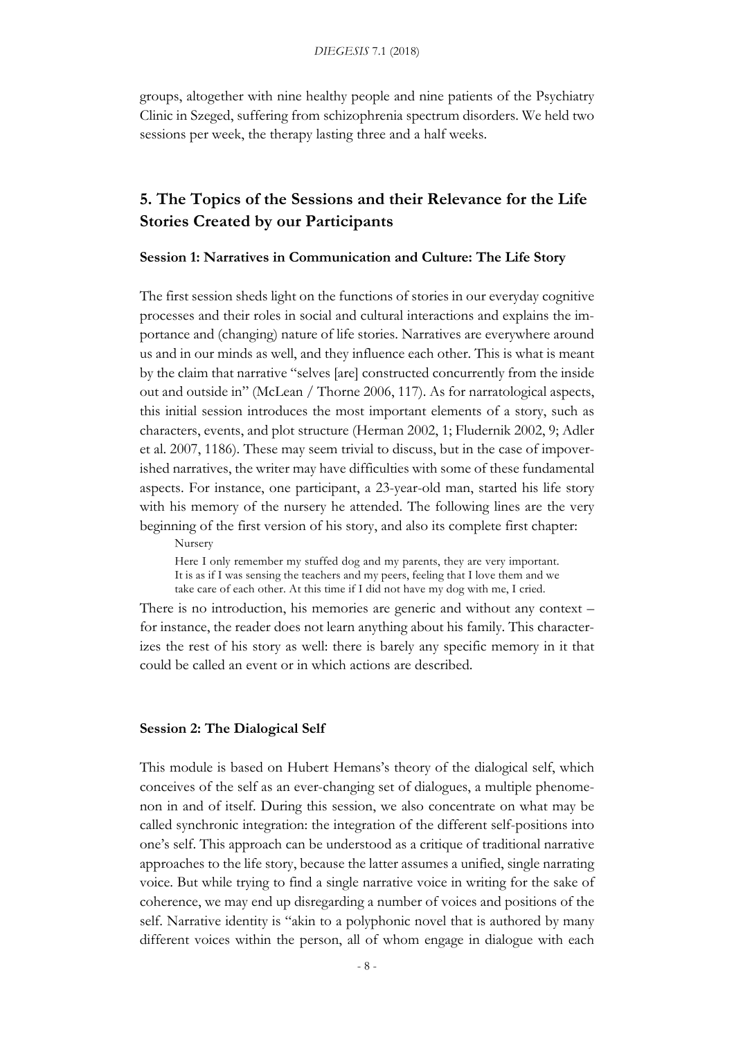groups, altogether with nine healthy people and nine patients of the Psychiatry Clinic in Szeged, suffering from schizophrenia spectrum disorders. We held two sessions per week, the therapy lasting three and a half weeks.

## 5. The Topics of the Sessions and their Relevance for the Life Stories Created by our Participants

### Session 1: Narratives in Communication and Culture: The Life Story

The first session sheds light on the functions of stories in our everyday cognitive processes and their roles in social and cultural interactions and explains the importance and (changing) nature of life stories. Narratives are everywhere around us and in our minds as well, and they influence each other. This is what is meant by the claim that narrative "selves [are] constructed concurrently from the inside out and outside in" (McLean / Thorne 2006, 117). As for narratological aspects, this initial session introduces the most important elements of a story, such as characters, events, and plot structure (Herman 2002, 1; Fludernik 2002, 9; Adler et al. 2007, 1186). These may seem trivial to discuss, but in the case of impoverished narratives, the writer may have difficulties with some of these fundamental aspects. For instance, one participant, a 23-year-old man, started his life story with his memory of the nursery he attended. The following lines are the very beginning of the first version of his story, and also its complete first chapter:

> Nursery
>
> Here I only remember my stuffed dog and my parents, they are very important. It is as if I was sensing the teachers and my peers, feeling that I love them and we take care of each other. At this time if I did not have my dog with me, I cried.

There is no introduction, his memories are generic and without any context – for instance, the reader does not learn anything about his family. This characterizes the rest of his story as well: there is barely any specific memory in it that could be called an event or in which actions are described.

### Session 2: The Dialogical Self

This module is based on Hubert Hemans's theory of the dialogical self, which conceives of the self as an ever-changing set of dialogues, a multiple phenomenon in and of itself. During this session, we also concentrate on what may be called synchronic integration: the integration of the different self-positions into one's self. This approach can be understood as a critique of traditional narrative approaches to the life story, because the latter assumes a unified, single narrating voice. But while trying to find a single narrative voice in writing for the sake of coherence, we may end up disregarding a number of voices and positions of the self. Narrative identity is "akin to a polyphonic novel that is authored by many different voices within the person, all of whom engage in dialogue with each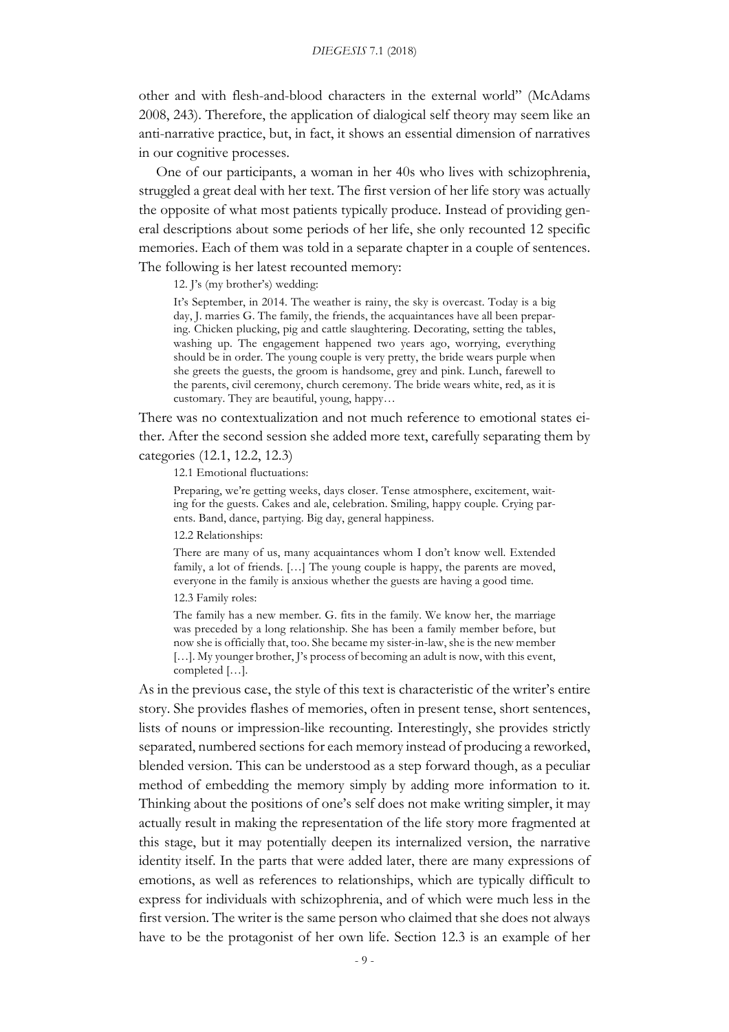other and with flesh-and-blood characters in the external world" (McAdams 2008, 243). Therefore, the application of dialogical self theory may seem like an anti-narrative practice, but, in fact, it shows an essential dimension of narratives in our cognitive processes.

One of our participants, a woman in her 40s who lives with schizophrenia, struggled a great deal with her text. The first version of her life story was actually the opposite of what most patients typically produce. Instead of providing general descriptions about some periods of her life, she only recounted 12 specific memories. Each of them was told in a separate chapter in a couple of sentences. The following is her latest recounted memory:

> 12. J's (my brother's) wedding:
>
> It's September, in 2014. The weather is rainy, the sky is overcast. Today is a big day, J. marries G. The family, the friends, the acquaintances have all been preparing. Chicken plucking, pig and cattle slaughtering. Decorating, setting the tables, washing up. The engagement happened two years ago, worrying, everything should be in order. The young couple is very pretty, the bride wears purple when she greets the guests, the groom is handsome, grey and pink. Lunch, farewell to the parents, civil ceremony, church ceremony. The bride wears white, red, as it is customary. They are beautiful, young, happy…

There was no contextualization and not much reference to emotional states either. After the second session she added more text, carefully separating them by categories (12.1, 12.2, 12.3)

> 12.1 Emotional fluctuations:
>
> Preparing, we're getting weeks, days closer. Tense atmosphere, excitement, waiting for the guests. Cakes and ale, celebration. Smiling, happy couple. Crying parents. Band, dance, partying. Big day, general happiness.
>
> 12.2 Relationships:
>
> There are many of us, many acquaintances whom I don't know well. Extended family, a lot of friends. […] The young couple is happy, the parents are moved, everyone in the family is anxious whether the guests are having a good time.
>
> 12.3 Family roles:
>
> The family has a new member. G. fits in the family. We know her, the marriage was preceded by a long relationship. She has been a family member before, but now she is officially that, too. She became my sister-in-law, she is the new member […]. My younger brother, J's process of becoming an adult is now, with this event, completed […].

As in the previous case, the style of this text is characteristic of the writer's entire story. She provides flashes of memories, often in present tense, short sentences, lists of nouns or impression-like recounting. Interestingly, she provides strictly separated, numbered sections for each memory instead of producing a reworked, blended version. This can be understood as a step forward though, as a peculiar method of embedding the memory simply by adding more information to it. Thinking about the positions of one's self does not make writing simpler, it may actually result in making the representation of the life story more fragmented at this stage, but it may potentially deepen its internalized version, the narrative identity itself. In the parts that were added later, there are many expressions of emotions, as well as references to relationships, which are typically difficult to express for individuals with schizophrenia, and of which were much less in the first version. The writer is the same person who claimed that she does not always have to be the protagonist of her own life. Section 12.3 is an example of her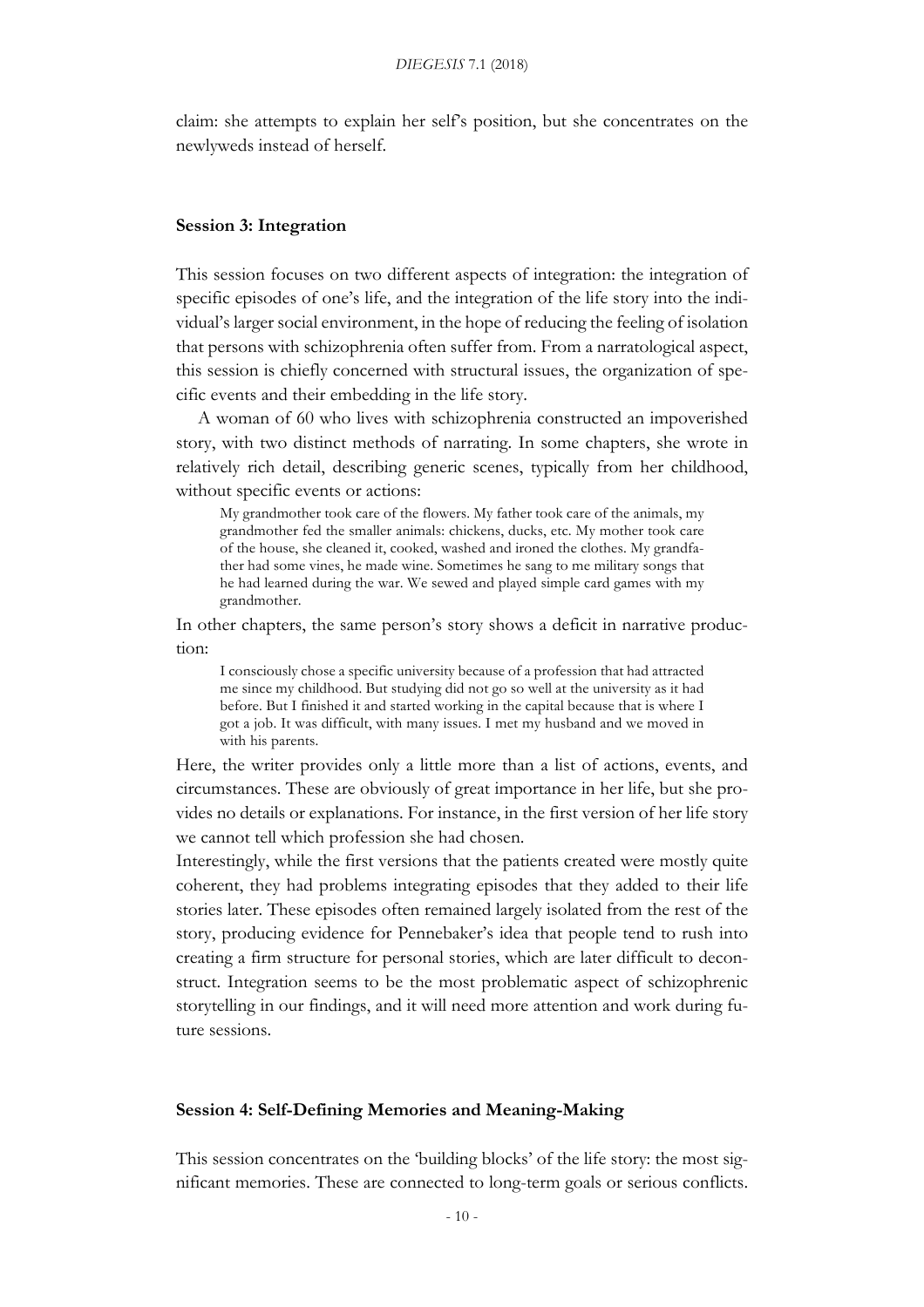claim: she attempts to explain her self's position, but she concentrates on the newlyweds instead of herself.

### Session 3: Integration

This session focuses on two different aspects of integration: the integration of specific episodes of one's life, and the integration of the life story into the individual's larger social environment, in the hope of reducing the feeling of isolation that persons with schizophrenia often suffer from. From a narratological aspect, this session is chiefly concerned with structural issues, the organization of specific events and their embedding in the life story.

A woman of 60 who lives with schizophrenia constructed an impoverished story, with two distinct methods of narrating. In some chapters, she wrote in relatively rich detail, describing generic scenes, typically from her childhood, without specific events or actions:

> My grandmother took care of the flowers. My father took care of the animals, my grandmother fed the smaller animals: chickens, ducks, etc. My mother took care of the house, she cleaned it, cooked, washed and ironed the clothes. My grandfather had some vines, he made wine. Sometimes he sang to me military songs that he had learned during the war. We sewed and played simple card games with my grandmother.

In other chapters, the same person's story shows a deficit in narrative production:

> I consciously chose a specific university because of a profession that had attracted me since my childhood. But studying did not go so well at the university as it had before. But I finished it and started working in the capital because that is where I got a job. It was difficult, with many issues. I met my husband and we moved in with his parents.

Here, the writer provides only a little more than a list of actions, events, and circumstances. These are obviously of great importance in her life, but she provides no details or explanations. For instance, in the first version of her life story we cannot tell which profession she had chosen.

Interestingly, while the first versions that the patients created were mostly quite coherent, they had problems integrating episodes that they added to their life stories later. These episodes often remained largely isolated from the rest of the story, producing evidence for Pennebaker's idea that people tend to rush into creating a firm structure for personal stories, which are later difficult to deconstruct. Integration seems to be the most problematic aspect of schizophrenic storytelling in our findings, and it will need more attention and work during future sessions.

### Session 4: Self-Defining Memories and Meaning-Making

This session concentrates on the 'building blocks' of the life story: the most significant memories. These are connected to long-term goals or serious conflicts.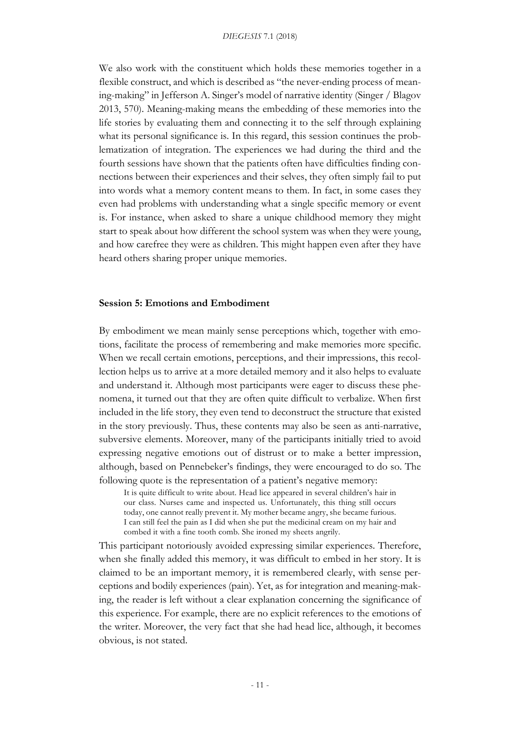We also work with the constituent which holds these memories together in a flexible construct, and which is described as "the never-ending process of meaning-making" in Jefferson A. Singer's model of narrative identity (Singer / Blagov 2013, 570). Meaning-making means the embedding of these memories into the life stories by evaluating them and connecting it to the self through explaining what its personal significance is. In this regard, this session continues the problematization of integration. The experiences we had during the third and the fourth sessions have shown that the patients often have difficulties finding connections between their experiences and their selves, they often simply fail to put into words what a memory content means to them. In fact, in some cases they even had problems with understanding what a single specific memory or event is. For instance, when asked to share a unique childhood memory they might start to speak about how different the school system was when they were young, and how carefree they were as children. This might happen even after they have heard others sharing proper unique memories.

### Session 5: Emotions and Embodiment

By embodiment we mean mainly sense perceptions which, together with emotions, facilitate the process of remembering and make memories more specific. When we recall certain emotions, perceptions, and their impressions, this recollection helps us to arrive at a more detailed memory and it also helps to evaluate and understand it. Although most participants were eager to discuss these phenomena, it turned out that they are often quite difficult to verbalize. When first included in the life story, they even tend to deconstruct the structure that existed in the story previously. Thus, these contents may also be seen as anti-narrative, subversive elements. Moreover, many of the participants initially tried to avoid expressing negative emotions out of distrust or to make a better impression, although, based on Pennebeker's findings, they were encouraged to do so. The following quote is the representation of a patient's negative memory:

> It is quite difficult to write about. Head lice appeared in several children's hair in our class. Nurses came and inspected us. Unfortunately, this thing still occurs today, one cannot really prevent it. My mother became angry, she became furious. I can still feel the pain as I did when she put the medicinal cream on my hair and combed it with a fine tooth comb. She ironed my sheets angrily.

This participant notoriously avoided expressing similar experiences. Therefore, when she finally added this memory, it was difficult to embed in her story. It is claimed to be an important memory, it is remembered clearly, with sense perceptions and bodily experiences (pain). Yet, as for integration and meaning-making, the reader is left without a clear explanation concerning the significance of this experience. For example, there are no explicit references to the emotions of the writer. Moreover, the very fact that she had head lice, although, it becomes obvious, is not stated.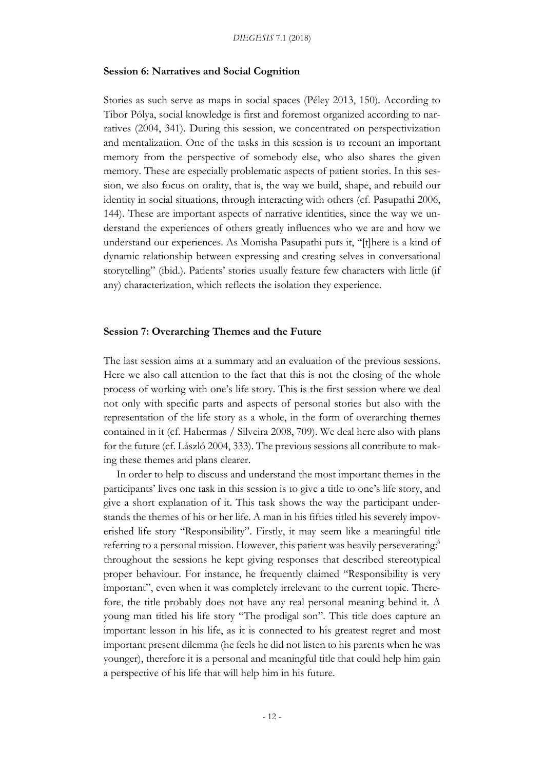### Session 6: Narratives and Social Cognition

Stories as such serve as maps in social spaces (Péley 2013, 150). According to Tibor Pólya, social knowledge is first and foremost organized according to narratives (2004, 341). During this session, we concentrated on perspectivization and mentalization. One of the tasks in this session is to recount an important memory from the perspective of somebody else, who also shares the given memory. These are especially problematic aspects of patient stories. In this session, we also focus on orality, that is, the way we build, shape, and rebuild our identity in social situations, through interacting with others (cf. Pasupathi 2006, 144). These are important aspects of narrative identities, since the way we understand the experiences of others greatly influences who we are and how we understand our experiences. As Monisha Pasupathi puts it, "[t]here is a kind of dynamic relationship between expressing and creating selves in conversational storytelling" (ibid.). Patients' stories usually feature few characters with little (if any) characterization, which reflects the isolation they experience.

### Session 7: Overarching Themes and the Future

The last session aims at a summary and an evaluation of the previous sessions. Here we also call attention to the fact that this is not the closing of the whole process of working with one's life story. This is the first session where we deal not only with specific parts and aspects of personal stories but also with the representation of the life story as a whole, in the form of overarching themes contained in it (cf. Habermas / Silveira 2008, 709). We deal here also with plans for the future (cf. László 2004, 333). The previous sessions all contribute to making these themes and plans clearer.

In order to help to discuss and understand the most important themes in the participants' lives one task in this session is to give a title to one's life story, and give a short explanation of it. This task shows the way the participant understands the themes of his or her life. A man in his fifties titled his severely impoverished life story "Responsibility". Firstly, it may seem like a meaningful title referring to a personal mission. However, this patient was heavily perseverating:[6] throughout the sessions he kept giving responses that described stereotypical proper behaviour. For instance, he frequently claimed "Responsibility is very important", even when it was completely irrelevant to the current topic. Therefore, the title probably does not have any real personal meaning behind it. A young man titled his life story "The prodigal son". This title does capture an important lesson in his life, as it is connected to his greatest regret and most important present dilemma (he feels he did not listen to his parents when he was younger), therefore it is a personal and meaningful title that could help him gain a perspective of his life that will help him in his future.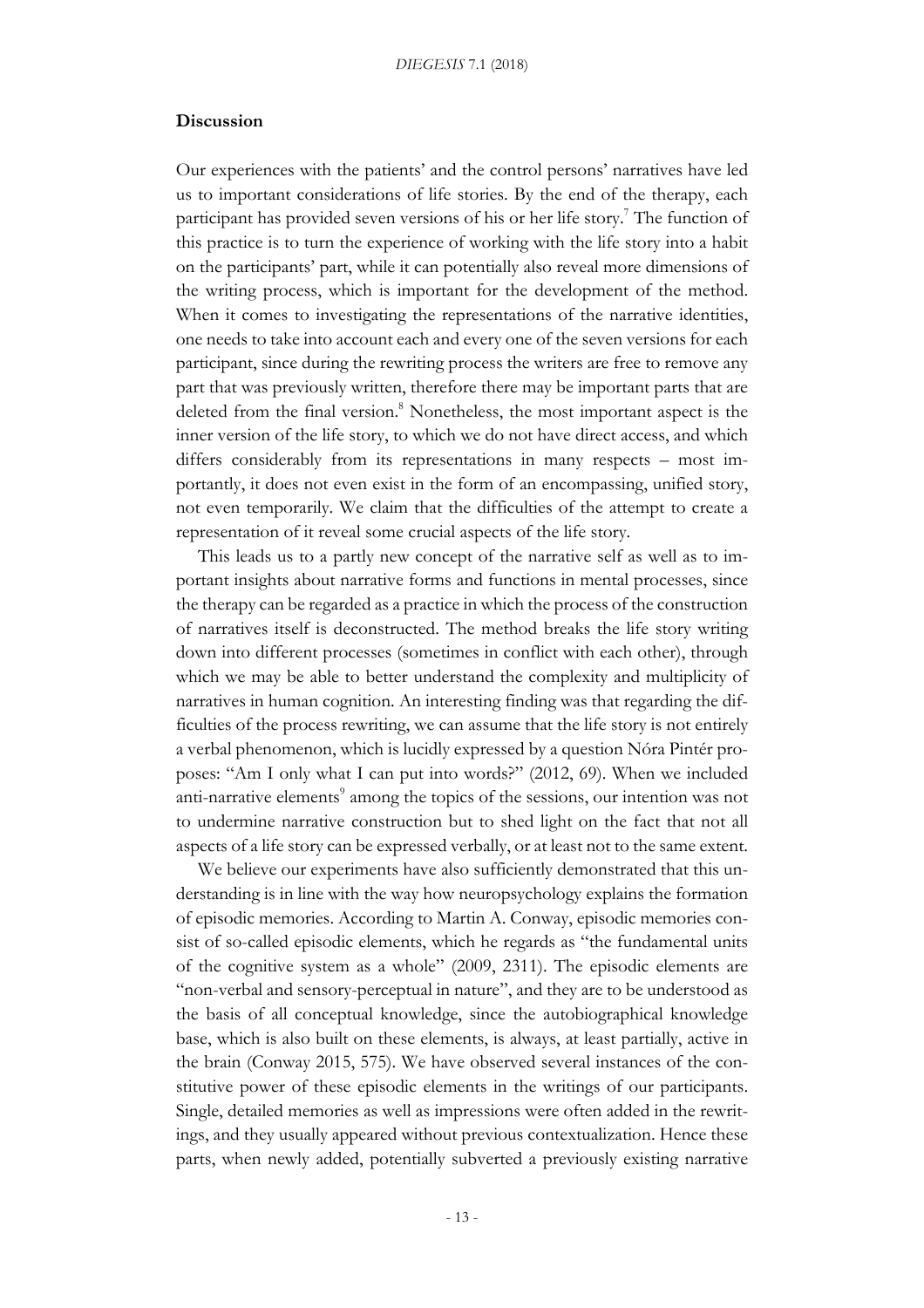## Discussion

Our experiences with the patients' and the control persons' narratives have led us to important considerations of life stories. By the end of the therapy, each participant has provided seven versions of his or her life story.[7] The function of this practice is to turn the experience of working with the life story into a habit on the participants' part, while it can potentially also reveal more dimensions of the writing process, which is important for the development of the method. When it comes to investigating the representations of the narrative identities, one needs to take into account each and every one of the seven versions for each participant, since during the rewriting process the writers are free to remove any part that was previously written, therefore there may be important parts that are deleted from the final version.[8] Nonetheless, the most important aspect is the inner version of the life story, to which we do not have direct access, and which differs considerably from its representations in many respects – most importantly, it does not even exist in the form of an encompassing, unified story, not even temporarily. We claim that the difficulties of the attempt to create a representation of it reveal some crucial aspects of the life story.

This leads us to a partly new concept of the narrative self as well as to important insights about narrative forms and functions in mental processes, since the therapy can be regarded as a practice in which the process of the construction of narratives itself is deconstructed. The method breaks the life story writing down into different processes (sometimes in conflict with each other), through which we may be able to better understand the complexity and multiplicity of narratives in human cognition. An interesting finding was that regarding the difficulties of the process rewriting, we can assume that the life story is not entirely a verbal phenomenon, which is lucidly expressed by a question Nóra Pintér proposes: "Am I only what I can put into words?" (2012, 69). When we included anti-narrative elements[9] among the topics of the sessions, our intention was not to undermine narrative construction but to shed light on the fact that not all aspects of a life story can be expressed verbally, or at least not to the same extent.

We believe our experiments have also sufficiently demonstrated that this understanding is in line with the way how neuropsychology explains the formation of episodic memories. According to Martin A. Conway, episodic memories consist of so-called episodic elements, which he regards as "the fundamental units of the cognitive system as a whole" (2009, 2311). The episodic elements are "non-verbal and sensory-perceptual in nature", and they are to be understood as the basis of all conceptual knowledge, since the autobiographical knowledge base, which is also built on these elements, is always, at least partially, active in the brain (Conway 2015, 575). We have observed several instances of the constitutive power of these episodic elements in the writings of our participants. Single, detailed memories as well as impressions were often added in the rewritings, and they usually appeared without previous contextualization. Hence these parts, when newly added, potentially subverted a previously existing narrative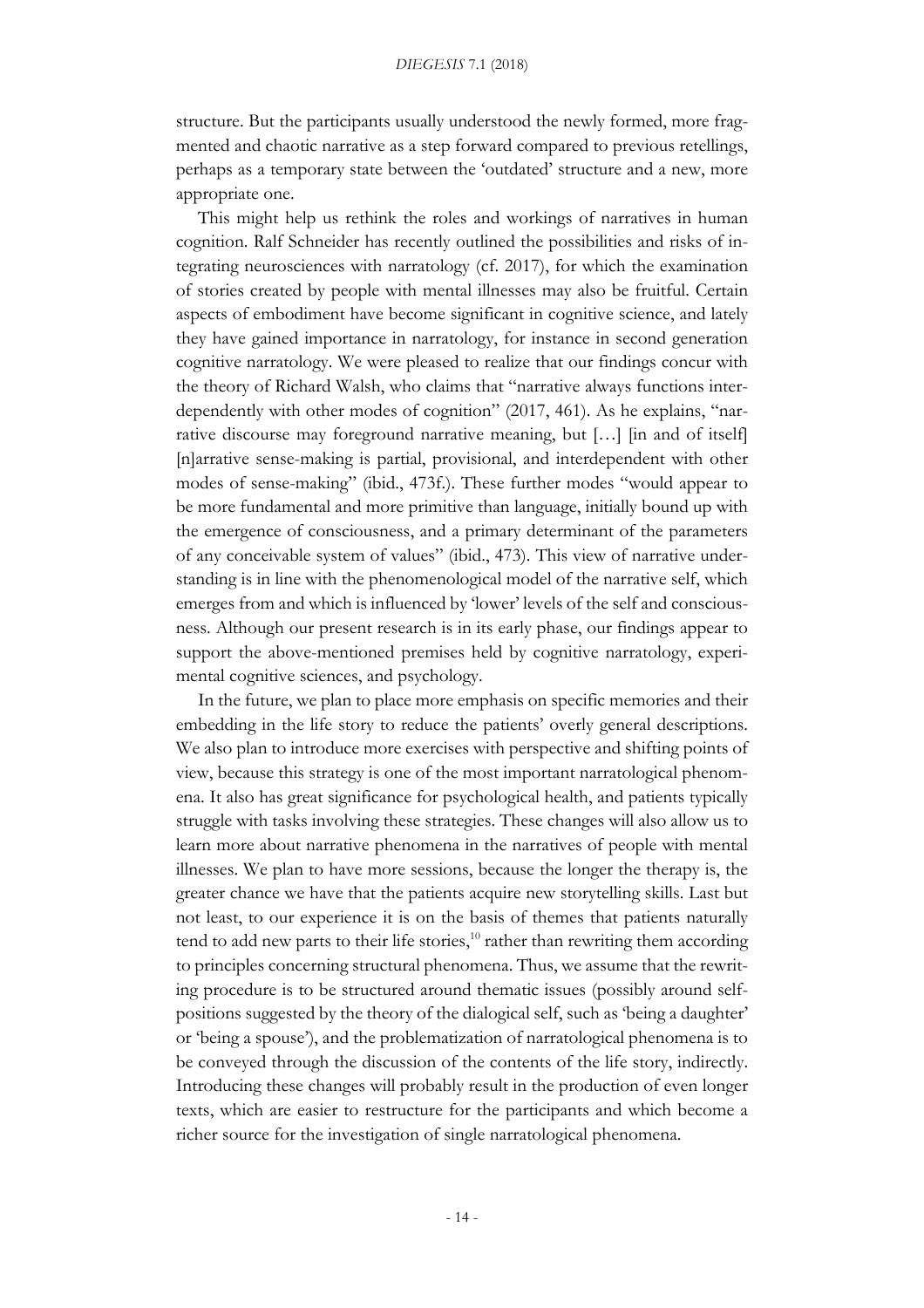structure. But the participants usually understood the newly formed, more fragmented and chaotic narrative as a step forward compared to previous retellings, perhaps as a temporary state between the 'outdated' structure and a new, more appropriate one.

This might help us rethink the roles and workings of narratives in human cognition. Ralf Schneider has recently outlined the possibilities and risks of integrating neurosciences with narratology (cf. 2017), for which the examination of stories created by people with mental illnesses may also be fruitful. Certain aspects of embodiment have become significant in cognitive science, and lately they have gained importance in narratology, for instance in second generation cognitive narratology. We were pleased to realize that our findings concur with the theory of Richard Walsh, who claims that "narrative always functions interdependently with other modes of cognition" (2017, 461). As he explains, "narrative discourse may foreground narrative meaning, but […] [in and of itself] [n]arrative sense-making is partial, provisional, and interdependent with other modes of sense-making" (ibid., 473f.). These further modes "would appear to be more fundamental and more primitive than language, initially bound up with the emergence of consciousness, and a primary determinant of the parameters of any conceivable system of values" (ibid., 473). This view of narrative understanding is in line with the phenomenological model of the narrative self, which emerges from and which is influenced by 'lower' levels of the self and consciousness. Although our present research is in its early phase, our findings appear to support the above-mentioned premises held by cognitive narratology, experimental cognitive sciences, and psychology.

In the future, we plan to place more emphasis on specific memories and their embedding in the life story to reduce the patients' overly general descriptions. We also plan to introduce more exercises with perspective and shifting points of view, because this strategy is one of the most important narratological phenomena. It also has great significance for psychological health, and patients typically struggle with tasks involving these strategies. These changes will also allow us to learn more about narrative phenomena in the narratives of people with mental illnesses. We plan to have more sessions, because the longer the therapy is, the greater chance we have that the patients acquire new storytelling skills. Last but not least, to our experience it is on the basis of themes that patients naturally tend to add new parts to their life stories,[10] rather than rewriting them according to principles concerning structural phenomena. Thus, we assume that the rewriting procedure is to be structured around thematic issues (possibly around self-positions suggested by the theory of the dialogical self, such as 'being a daughter' or 'being a spouse'), and the problematization of narratological phenomena is to be conveyed through the discussion of the contents of the life story, indirectly. Introducing these changes will probably result in the production of even longer texts, which are easier to restructure for the participants and which become a richer source for the investigation of single narratological phenomena.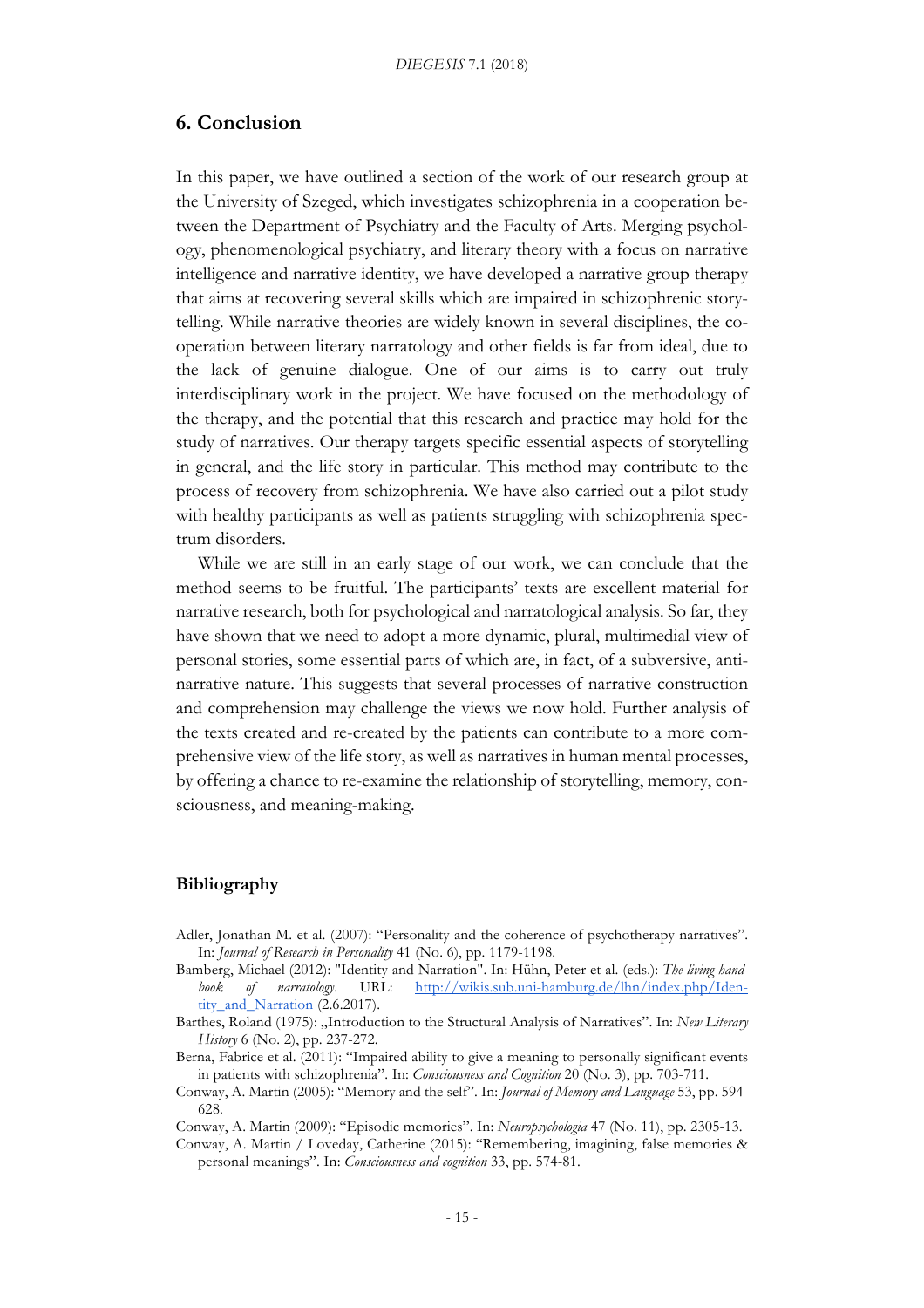## 6. Conclusion

In this paper, we have outlined a section of the work of our research group at the University of Szeged, which investigates schizophrenia in a cooperation between the Department of Psychiatry and the Faculty of Arts. Merging psychology, phenomenological psychiatry, and literary theory with a focus on narrative intelligence and narrative identity, we have developed a narrative group therapy that aims at recovering several skills which are impaired in schizophrenic storytelling. While narrative theories are widely known in several disciplines, the cooperation between literary narratology and other fields is far from ideal, due to the lack of genuine dialogue. One of our aims is to carry out truly interdisciplinary work in the project. We have focused on the methodology of the therapy, and the potential that this research and practice may hold for the study of narratives. Our therapy targets specific essential aspects of storytelling in general, and the life story in particular. This method may contribute to the process of recovery from schizophrenia. We have also carried out a pilot study with healthy participants as well as patients struggling with schizophrenia spectrum disorders.

While we are still in an early stage of our work, we can conclude that the method seems to be fruitful. The participants' texts are excellent material for narrative research, both for psychological and narratological analysis. So far, they have shown that we need to adopt a more dynamic, plural, multimedial view of personal stories, some essential parts of which are, in fact, of a subversive, anti-narrative nature. This suggests that several processes of narrative construction and comprehension may challenge the views we now hold. Further analysis of the texts created and re-created by the patients can contribute to a more comprehensive view of the life story, as well as narratives in human mental processes, by offering a chance to re-examine the relationship of storytelling, memory, consciousness, and meaning-making.

### Bibliography

Adler, Jonathan M. et al. (2007): "Personality and the coherence of psychotherapy narratives". In: *Journal of Research in Personality* 41 (No. 6), pp. 1179-1198.

Bamberg, Michael (2012): "Identity and Narration". In: Hühn, Peter et al. (eds.): *The living handbook of narratology*. URL: [http://wikis.sub.uni-hamburg.de/lhn/index.php/Identity_and_Narration](http://wikis.sub.uni-hamburg.de/lhn/index.php/Identity_and_Narration) (2.6.2017).

Barthes, Roland (1975): „Introduction to the Structural Analysis of Narratives". In: *New Literary History* 6 (No. 2), pp. 237-272.

Berna, Fabrice et al. (2011): "Impaired ability to give a meaning to personally significant events in patients with schizophrenia". In: *Consciousness and Cognition* 20 (No. 3), pp. 703-711.

Conway, A. Martin (2005): "Memory and the self". In: *Journal of Memory and Language* 53, pp. 594-628.

Conway, A. Martin (2009): "Episodic memories". In: *Neuropsychologia* 47 (No. 11), pp. 2305-13.

Conway, A. Martin / Loveday, Catherine (2015): "Remembering, imagining, false memories & personal meanings". In: *Consciousness and cognition* 33, pp. 574-81.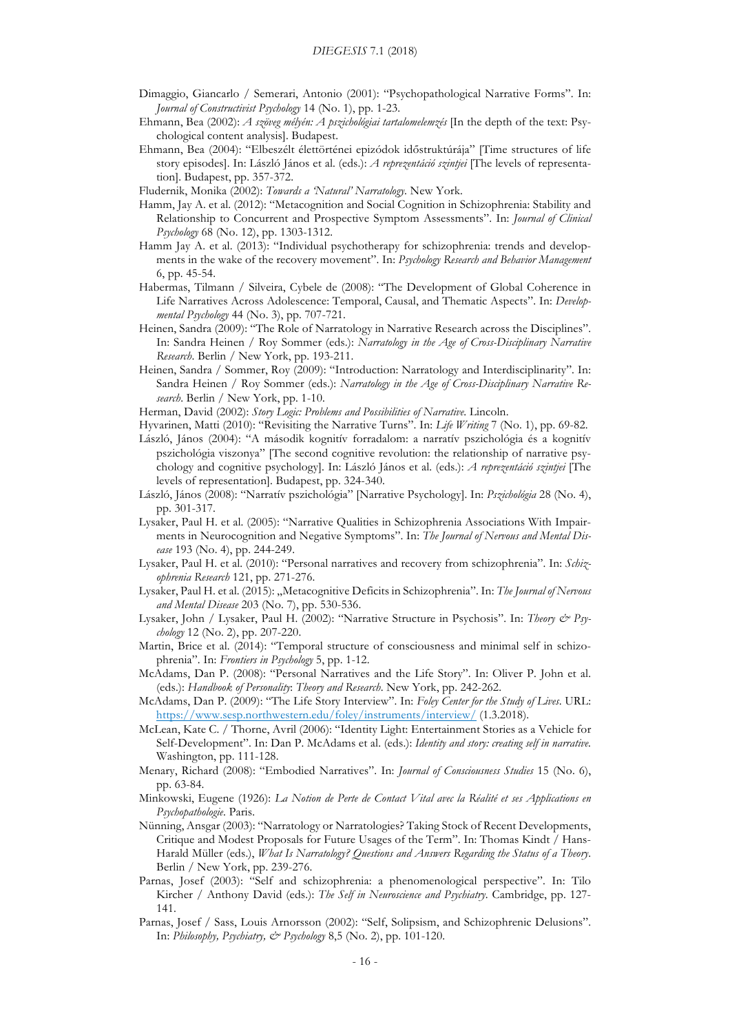Dimaggio, Giancarlo / Semerari, Antonio (2001): "Psychopathological Narrative Forms". In: *Journal of Constructivist Psychology* 14 (No. 1), pp. 1-23.

Ehmann, Bea (2002): *A szöveg mélyén: A pszichológiai tartalomelemzés* [In the depth of the text: Psychological content analysis]. Budapest.

Ehmann, Bea (2004): "Elbeszélt élettörténei epizódok időstruktúrája" [Time structures of life story episodes]. In: László János et al. (eds.): *A reprezentáció szintjei* [The levels of representation]. Budapest, pp. 357-372.

Fludernik, Monika (2002): *Towards a 'Natural' Narratology*. New York.

Hamm, Jay A. et al. (2012): "Metacognition and Social Cognition in Schizophrenia: Stability and Relationship to Concurrent and Prospective Symptom Assessments". In: *Journal of Clinical Psychology* 68 (No. 12), pp. 1303-1312.

Hamm Jay A. et al. (2013): "Individual psychotherapy for schizophrenia: trends and developments in the wake of the recovery movement". In: *Psychology Research and Behavior Management* 6, pp. 45-54.

Habermas, Tilmann / Silveira, Cybele de (2008): "The Development of Global Coherence in Life Narratives Across Adolescence: Temporal, Causal, and Thematic Aspects". In: *Developmental Psychology* 44 (No. 3), pp. 707-721.

Heinen, Sandra (2009): "The Role of Narratology in Narrative Research across the Disciplines". In: Sandra Heinen / Roy Sommer (eds.): *Narratology in the Age of Cross-Disciplinary Narrative Research*. Berlin / New York, pp. 193-211.

Heinen, Sandra / Sommer, Roy (2009): "Introduction: Narratology and Interdisciplinarity". In: Sandra Heinen / Roy Sommer (eds.): *Narratology in the Age of Cross-Disciplinary Narrative Research*. Berlin / New York, pp. 1-10.

Herman, David (2002): *Story Logic: Problems and Possibilities of Narrative*. Lincoln.

Hyvarinen, Matti (2010): "Revisiting the Narrative Turns". In: *Life Writing* 7 (No. 1), pp. 69-82.

László, János (2004): "A második kognitív forradalom: a narratív pszichológia és a kognitív pszichológia viszonya" [The second cognitive revolution: the relationship of narrative psychology and cognitive psychology]. In: László János et al. (eds.): *A reprezentáció szintjei* [The levels of representation]. Budapest, pp. 324-340.

László, János (2008): "Narratív pszichológia" [Narrative Psychology]. In: *Pszichológia* 28 (No. 4), pp. 301-317.

Lysaker, Paul H. et al. (2005): "Narrative Qualities in Schizophrenia Associations With Impairments in Neurocognition and Negative Symptoms". In: *The Journal of Nervous and Mental Disease* 193 (No. 4), pp. 244-249.

Lysaker, Paul H. et al. (2010): "Personal narratives and recovery from schizophrenia". In: *Schizophrenia Research* 121, pp. 271-276.

Lysaker, Paul H. et al. (2015): „Metacognitive Deficits in Schizophrenia". In: *The Journal of Nervous and Mental Disease* 203 (No. 7), pp. 530-536.

Lysaker, John / Lysaker, Paul H. (2002): "Narrative Structure in Psychosis". In: *Theory & Psychology* 12 (No. 2), pp. 207-220.

Martin, Brice et al. (2014): "Temporal structure of consciousness and minimal self in schizophrenia". In: *Frontiers in Psychology* 5, pp. 1-12.

McAdams, Dan P. (2008): "Personal Narratives and the Life Story". In: Oliver P. John et al. (eds.): *Handbook of Personality: Theory and Research*. New York, pp. 242-262.

McAdams, Dan P. (2009): "The Life Story Interview". In: *Foley Center for the Study of Lives*. URL: https://www.sesp.northwestern.edu/foley/instruments/interview/ (1.3.2018).

McLean, Kate C. / Thorne, Avril (2006): "Identity Light: Entertainment Stories as a Vehicle for Self-Development". In: Dan P. McAdams et al. (eds.): *Identity and story: creating self in narrative*. Washington, pp. 111-128.

Menary, Richard (2008): "Embodied Narratives". In: *Journal of Consciousness Studies* 15 (No. 6), pp. 63-84.

Minkowski, Eugene (1926): *La Notion de Perte de Contact Vital avec la Réalité et ses Applications en Psychopathologie*. Paris.

Nünning, Ansgar (2003): "Narratology or Narratologies? Taking Stock of Recent Developments, Critique and Modest Proposals for Future Usages of the Term". In: Thomas Kindt / Hans-Harald Müller (eds.), *What Is Narratology? Questions and Answers Regarding the Status of a Theory*. Berlin / New York, pp. 239-276.

Parnas, Josef (2003): "Self and schizophrenia: a phenomenological perspective". In: Tilo Kircher / Anthony David (eds.): *The Self in Neuroscience and Psychiatry*. Cambridge, pp. 127-141.

Parnas, Josef / Sass, Louis Arnorsson (2002): "Self, Solipsism, and Schizophrenic Delusions". In: *Philosophy, Psychiatry, & Psychology* 8,5 (No. 2), pp. 101-120.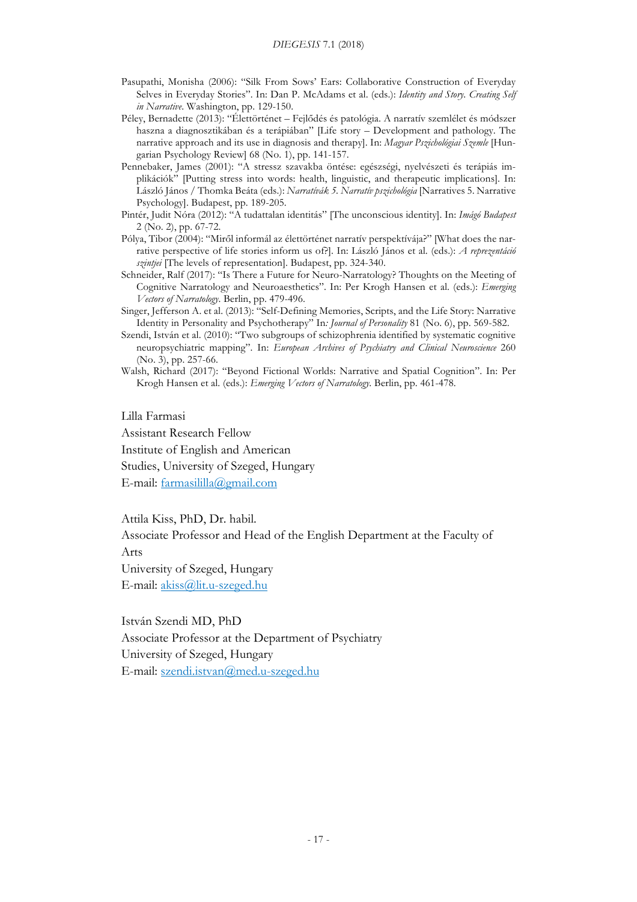Pasupathi, Monisha (2006): "Silk From Sows' Ears: Collaborative Construction of Everyday Selves in Everyday Stories". In: Dan P. McAdams et al. (eds.): *Identity and Story. Creating Self in Narrative*. Washington, pp. 129-150.

Péley, Bernadette (2013): "Élettörténet – Fejlődés és patológia. A narratív szemlélet és módszer haszna a diagnosztikában és a terápiában" [Life story – Development and pathology. The narrative approach and its use in diagnosis and therapy]. In: *Magyar Pszichológiai Szemle* [Hungarian Psychology Review] 68 (No. 1), pp. 141-157.

Pennebaker, James (2001): "A stressz szavakba öntése: egészségi, nyelvészeti és terápiás implikációk" [Putting stress into words: health, linguistic, and therapeutic implications]. In: László János / Thomka Beáta (eds.): *Narratívák 5. Narratív pszichológia* [Narratives 5. Narrative Psychology]. Budapest, pp. 189-205.

Pintér, Judit Nóra (2012): "A tudattalan identitás" [The unconscious identity]. In: *Imágó Budapest* 2 (No. 2), pp. 67-72.

Pólya, Tibor (2004): "Miről informál az élettörténet narratív perspektívája?" [What does the narrative perspective of life stories inform us of?]. In: László János et al. (eds.): *A reprezentáció szintjei* [The levels of representation]. Budapest, pp. 324-340.

Schneider, Ralf (2017): "Is There a Future for Neuro-Narratology? Thoughts on the Meeting of Cognitive Narratology and Neuroaesthetics". In: Per Krogh Hansen et al. (eds.): *Emerging Vectors of Narratology*. Berlin, pp. 479-496.

Singer, Jefferson A. et al. (2013): "Self-Defining Memories, Scripts, and the Life Story: Narrative Identity in Personality and Psychotherapy" In*: Journal of Personality* 81 (No. 6), pp. 569-582.

Szendi, István et al. (2010): "Two subgroups of schizophrenia identified by systematic cognitive neuropsychiatric mapping". In: *European Archives of Psychiatry and Clinical Neuroscience* 260 (No. 3), pp. 257-66.

Walsh, Richard (2017): "Beyond Fictional Worlds: Narrative and Spatial Cognition". In: Per Krogh Hansen et al. (eds.): *Emerging Vectors of Narratology*. Berlin, pp. 461-478.

Lilla Farmasi

Assistant Research Fellow

Institute of English and American

Studies, University of Szeged, Hungary

E-mail: farmasililla@gmail.com

Attila Kiss, PhD, Dr. habil.

Associate Professor and Head of the English Department at the Faculty of Arts

University of Szeged, Hungary

E-mail: akiss@lit.u-szeged.hu

István Szendi MD, PhD

Associate Professor at the Department of Psychiatry

University of Szeged, Hungary

E-mail: szendi.istvan@med.u-szeged.hu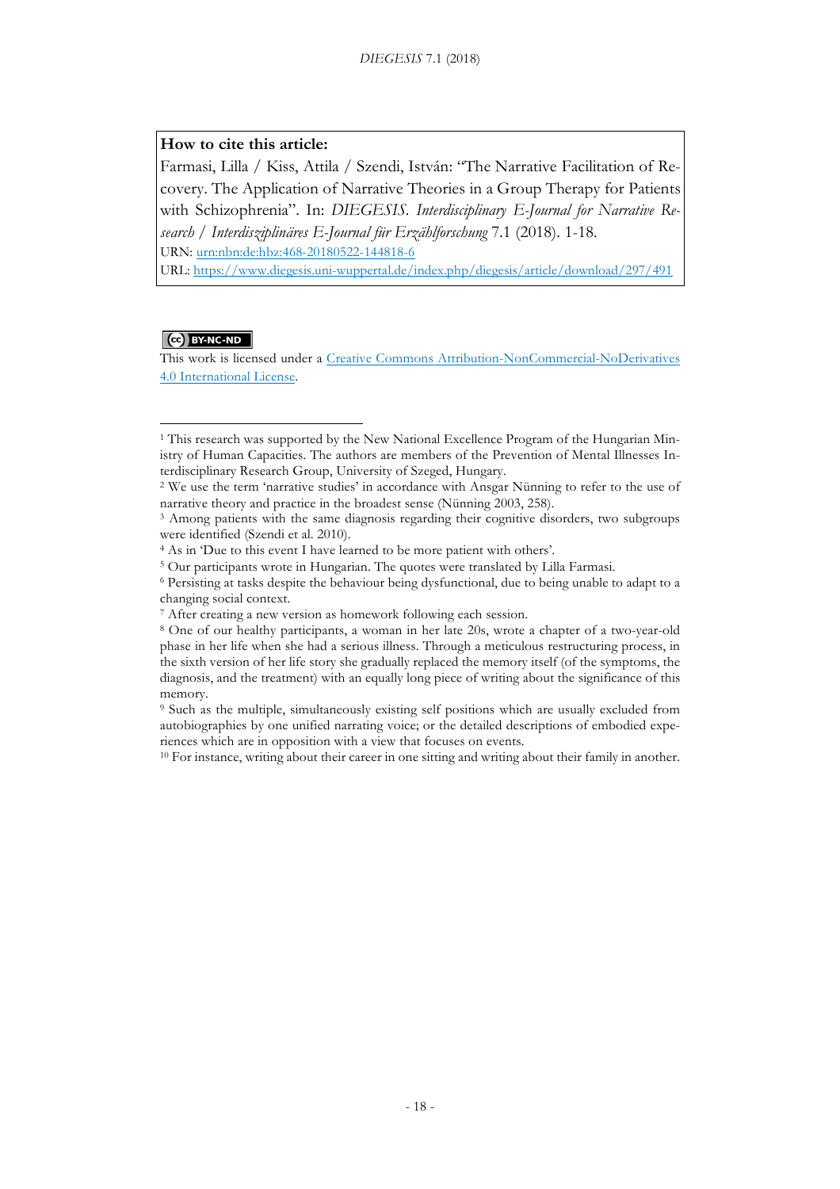**How to cite this article:**

Farmasi, Lilla / Kiss, Attila / Szendi, István: "The Narrative Facilitation of Recovery. The Application of Narrative Theories in a Group Therapy for Patients with Schizophrenia". In: *DIEGESIS. Interdisciplinary E-Journal for Narrative Research / Interdisziplinäres E-Journal für Erzählforschung* 7.1 (2018). 1-18.

URN: urn:nbn:de:hbz:468-20180522-144818-6

URL: https://www.diegesis.uni-wuppertal.de/index.php/diegesis/article/download/297/491

BY-NC-ND

This work is licensed under a Creative Commons Attribution-NonCommercial-NoDerivatives 4.0 International License.

---

[1] This research was supported by the New National Excellence Program of the Hungarian Ministry of Human Capacities. The authors are members of the Prevention of Mental Illnesses Interdisciplinary Research Group, University of Szeged, Hungary.

[2] We use the term 'narrative studies' in accordance with Ansgar Nünning to refer to the use of narrative theory and practice in the broadest sense (Nünning 2003, 258).

[3] Among patients with the same diagnosis regarding their cognitive disorders, two subgroups were identified (Szendi et al. 2010).

[4] As in 'Due to this event I have learned to be more patient with others'.

[5] Our participants wrote in Hungarian. The quotes were translated by Lilla Farmasi.

[6] Persisting at tasks despite the behaviour being dysfunctional, due to being unable to adapt to a changing social context.

[7] After creating a new version as homework following each session.

[8] One of our healthy participants, a woman in her late 20s, wrote a chapter of a two-year-old phase in her life when she had a serious illness. Through a meticulous restructuring process, in the sixth version of her life story she gradually replaced the memory itself (of the symptoms, the diagnosis, and the treatment) with an equally long piece of writing about the significance of this memory.

[9] Such as the multiple, simultaneously existing self positions which are usually excluded from autobiographies by one unified narrating voice; or the detailed descriptions of embodied experiences which are in opposition with a view that focuses on events.

[10] For instance, writing about their career in one sitting and writing about their family in another.